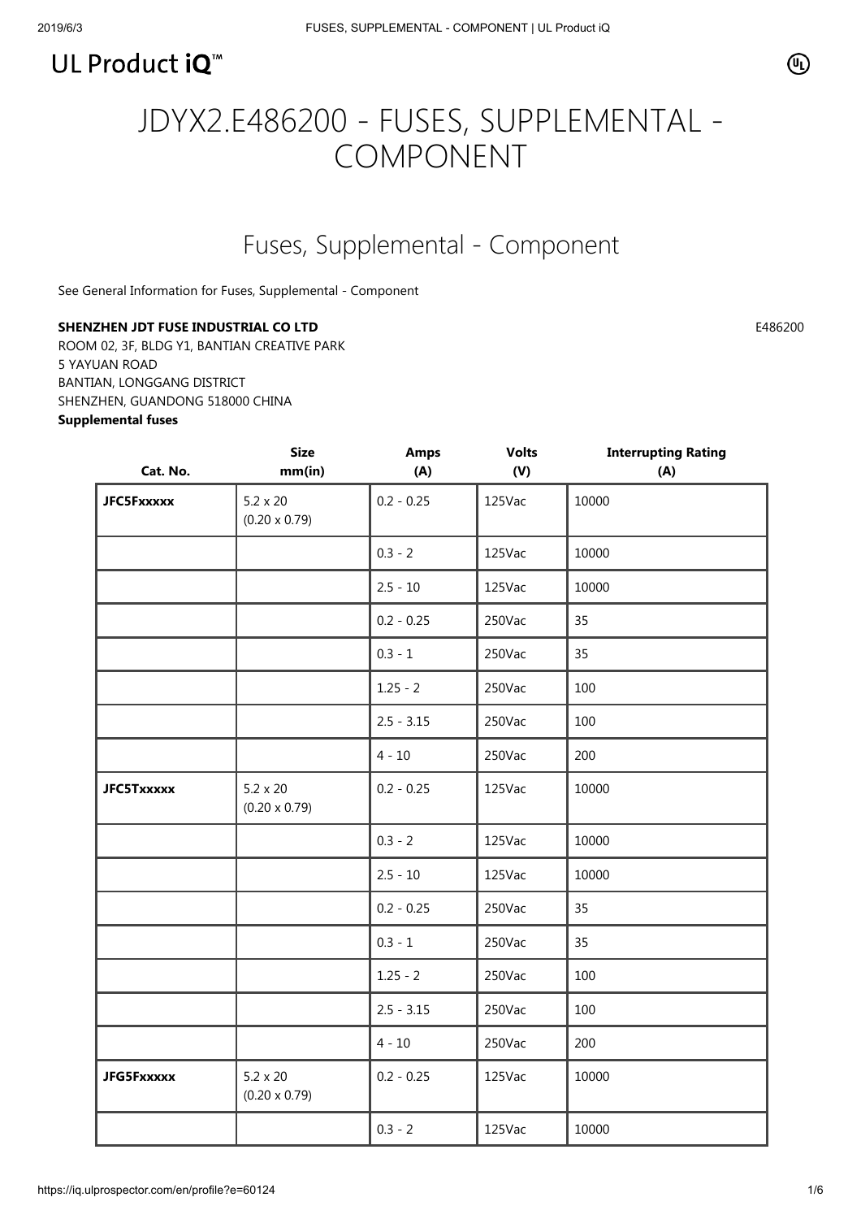UL Product iQ™

# JDYX2.E486200 - FUSES, SUPPLEMENTAL - COMPONENT

## Fuses, Supplemental - Component

See General Information for Fuses, Supplemental - Component

**SHENZHEN JDT FUSE INDUSTRIAL CO LTD** E486200
ROOM 02, 3F, BLDG Y1, BANTIAN CREATIVE PARK
5 YAYUAN ROAD
BANTIAN, LONGGANG DISTRICT
SHENZHEN, GUANDONG 518000 CHINA
**Supplemental fuses**

| Cat. No. | Size mm(in) | Amps (A) | Volts (V) | Interrupting Rating (A) |
|---|---|---|---|---|
| **JFC5Fxxxxx** | 5.2 x 20 (0.20 x 0.79) | 0.2 - 0.25 | 125Vac | 10000 |
| | | 0.3 - 2 | 125Vac | 10000 |
| | | 2.5 - 10 | 125Vac | 10000 |
| | | 0.2 - 0.25 | 250Vac | 35 |
| | | 0.3 - 1 | 250Vac | 35 |
| | | 1.25 - 2 | 250Vac | 100 |
| | | 2.5 - 3.15 | 250Vac | 100 |
| | | 4 - 10 | 250Vac | 200 |
| **JFC5Txxxxx** | 5.2 x 20 (0.20 x 0.79) | 0.2 - 0.25 | 125Vac | 10000 |
| | | 0.3 - 2 | 125Vac | 10000 |
| | | 2.5 - 10 | 125Vac | 10000 |
| | | 0.2 - 0.25 | 250Vac | 35 |
| | | 0.3 - 1 | 250Vac | 35 |
| | | 1.25 - 2 | 250Vac | 100 |
| | | 2.5 - 3.15 | 250Vac | 100 |
| | | 4 - 10 | 250Vac | 200 |
| **JFG5Fxxxxx** | 5.2 x 20 (0.20 x 0.79) | 0.2 - 0.25 | 125Vac | 10000 |
| | | 0.3 - 2 | 125Vac | 10000 |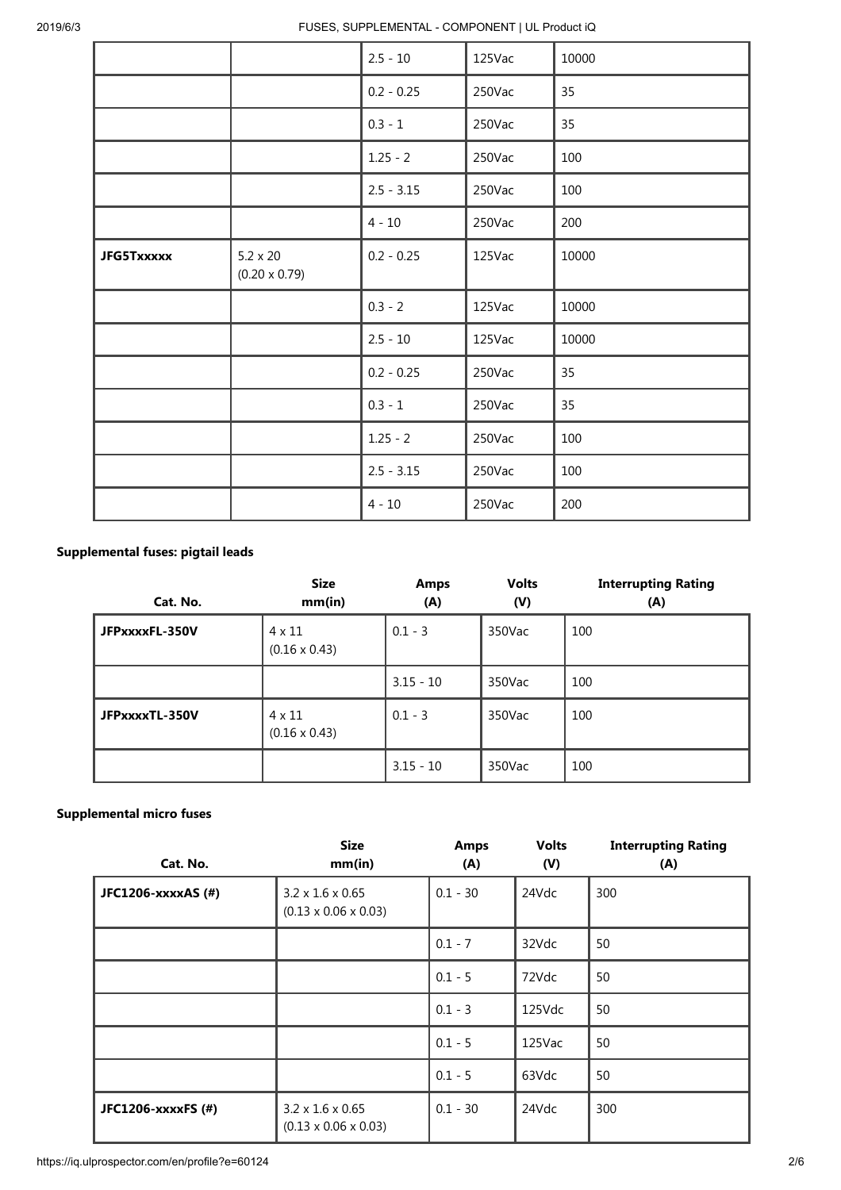| | | | | |
|---|---|---|---|---|
| | | 2.5 - 10 | 125Vac | 10000 |
| | | 0.2 - 0.25 | 250Vac | 35 |
| | | 0.3 - 1 | 250Vac | 35 |
| | | 1.25 - 2 | 250Vac | 100 |
| | | 2.5 - 3.15 | 250Vac | 100 |
| | | 4 - 10 | 250Vac | 200 |
| **JFG5Txxxxx** | 5.2 x 20 (0.20 x 0.79) | 0.2 - 0.25 | 125Vac | 10000 |
| | | 0.3 - 2 | 125Vac | 10000 |
| | | 2.5 - 10 | 125Vac | 10000 |
| | | 0.2 - 0.25 | 250Vac | 35 |
| | | 0.3 - 1 | 250Vac | 35 |
| | | 1.25 - 2 | 250Vac | 100 |
| | | 2.5 - 3.15 | 250Vac | 100 |
| | | 4 - 10 | 250Vac | 200 |

**Supplemental fuses: pigtail leads**

| Cat. No. | Size mm(in) | Amps (A) | Volts (V) | Interrupting Rating (A) |
|---|---|---|---|---|
| **JFPxxxxFL-350V** | 4 x 11 (0.16 x 0.43) | 0.1 - 3 | 350Vac | 100 |
| | | 3.15 - 10 | 350Vac | 100 |
| **JFPxxxxTL-350V** | 4 x 11 (0.16 x 0.43) | 0.1 - 3 | 350Vac | 100 |
| | | 3.15 - 10 | 350Vac | 100 |

**Supplemental micro fuses**

| Cat. No. | Size mm(in) | Amps (A) | Volts (V) | Interrupting Rating (A) |
|---|---|---|---|---|
| **JFC1206-xxxxAS (#)** | 3.2 x 1.6 x 0.65 (0.13 x 0.06 x 0.03) | 0.1 - 30 | 24Vdc | 300 |
| | | 0.1 - 7 | 32Vdc | 50 |
| | | 0.1 - 5 | 72Vdc | 50 |
| | | 0.1 - 3 | 125Vdc | 50 |
| | | 0.1 - 5 | 125Vac | 50 |
| | | 0.1 - 5 | 63Vdc | 50 |
| **JFC1206-xxxxFS (#)** | 3.2 x 1.6 x 0.65 (0.13 x 0.06 x 0.03) | 0.1 - 30 | 24Vdc | 300 |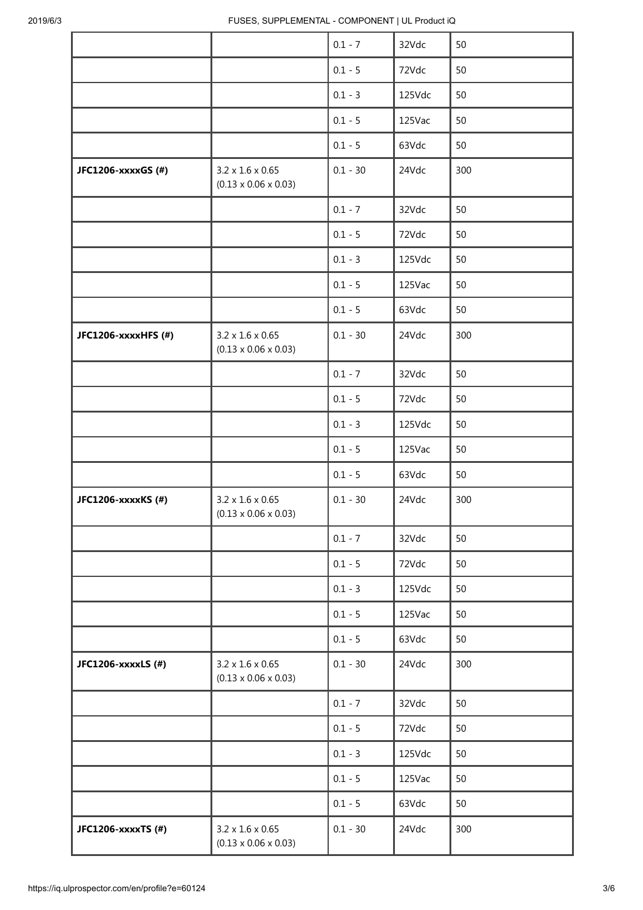| | | | | |
|---|---|---|---|---|
| | | 0.1 - 7 | 32Vdc | 50 |
| | | 0.1 - 5 | 72Vdc | 50 |
| | | 0.1 - 3 | 125Vdc | 50 |
| | | 0.1 - 5 | 125Vac | 50 |
| | | 0.1 - 5 | 63Vdc | 50 |
| **JFC1206-xxxxGS (#)** | 3.2 x 1.6 x 0.65 (0.13 x 0.06 x 0.03) | 0.1 - 30 | 24Vdc | 300 |
| | | 0.1 - 7 | 32Vdc | 50 |
| | | 0.1 - 5 | 72Vdc | 50 |
| | | 0.1 - 3 | 125Vdc | 50 |
| | | 0.1 - 5 | 125Vac | 50 |
| | | 0.1 - 5 | 63Vdc | 50 |
| **JFC1206-xxxxHFS (#)** | 3.2 x 1.6 x 0.65 (0.13 x 0.06 x 0.03) | 0.1 - 30 | 24Vdc | 300 |
| | | 0.1 - 7 | 32Vdc | 50 |
| | | 0.1 - 5 | 72Vdc | 50 |
| | | 0.1 - 3 | 125Vdc | 50 |
| | | 0.1 - 5 | 125Vac | 50 |
| | | 0.1 - 5 | 63Vdc | 50 |
| **JFC1206-xxxxKS (#)** | 3.2 x 1.6 x 0.65 (0.13 x 0.06 x 0.03) | 0.1 - 30 | 24Vdc | 300 |
| | | 0.1 - 7 | 32Vdc | 50 |
| | | 0.1 - 5 | 72Vdc | 50 |
| | | 0.1 - 3 | 125Vdc | 50 |
| | | 0.1 - 5 | 125Vac | 50 |
| | | 0.1 - 5 | 63Vdc | 50 |
| **JFC1206-xxxxLS (#)** | 3.2 x 1.6 x 0.65 (0.13 x 0.06 x 0.03) | 0.1 - 30 | 24Vdc | 300 |
| | | 0.1 - 7 | 32Vdc | 50 |
| | | 0.1 - 5 | 72Vdc | 50 |
| | | 0.1 - 3 | 125Vdc | 50 |
| | | 0.1 - 5 | 125Vac | 50 |
| | | 0.1 - 5 | 63Vdc | 50 |
| **JFC1206-xxxxTS (#)** | 3.2 x 1.6 x 0.65 (0.13 x 0.06 x 0.03) | 0.1 - 30 | 24Vdc | 300 |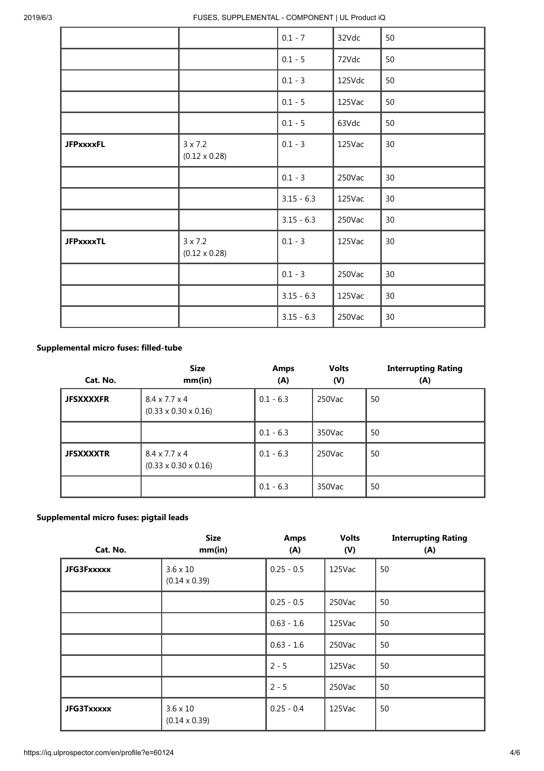| | | | | |
|---|---|---|---|---|
| | | 0.1 - 7 | 32Vdc | 50 |
| | | 0.1 - 5 | 72Vdc | 50 |
| | | 0.1 - 3 | 125Vdc | 50 |
| | | 0.1 - 5 | 125Vac | 50 |
| | | 0.1 - 5 | 63Vdc | 50 |
| **JFPxxxxFL** | 3 x 7.2 (0.12 x 0.28) | 0.1 - 3 | 125Vac | 30 |
| | | 0.1 - 3 | 250Vac | 30 |
| | | 3.15 - 6.3 | 125Vac | 30 |
| | | 3.15 - 6.3 | 250Vac | 30 |
| **JFPxxxxTL** | 3 x 7.2 (0.12 x 0.28) | 0.1 - 3 | 125Vac | 30 |
| | | 0.1 - 3 | 250Vac | 30 |
| | | 3.15 - 6.3 | 125Vac | 30 |
| | | 3.15 - 6.3 | 250Vac | 30 |

**Supplemental micro fuses: filled-tube**

| Cat. No. | Size mm(in) | Amps (A) | Volts (V) | Interrupting Rating (A) |
|---|---|---|---|---|
| **JFSXXXXFR** | 8.4 x 7.7 x 4 (0.33 x 0.30 x 0.16) | 0.1 - 6.3 | 250Vac | 50 |
| | | 0.1 - 6.3 | 350Vac | 50 |
| **JFSXXXXTR** | 8.4 x 7.7 x 4 (0.33 x 0.30 x 0.16) | 0.1 - 6.3 | 250Vac | 50 |
| | | 0.1 - 6.3 | 350Vac | 50 |

**Supplemental micro fuses: pigtail leads**

| Cat. No. | Size mm(in) | Amps (A) | Volts (V) | Interrupting Rating (A) |
|---|---|---|---|---|
| **JFG3Fxxxxx** | 3.6 x 10 (0.14 x 0.39) | 0.25 - 0.5 | 125Vac | 50 |
| | | 0.25 - 0.5 | 250Vac | 50 |
| | | 0.63 - 1.6 | 125Vac | 50 |
| | | 0.63 - 1.6 | 250Vac | 50 |
| | | 2 - 5 | 125Vac | 50 |
| | | 2 - 5 | 250Vac | 50 |
| **JFG3Txxxxx** | 3.6 x 10 (0.14 x 0.39) | 0.25 - 0.4 | 125Vac | 50 |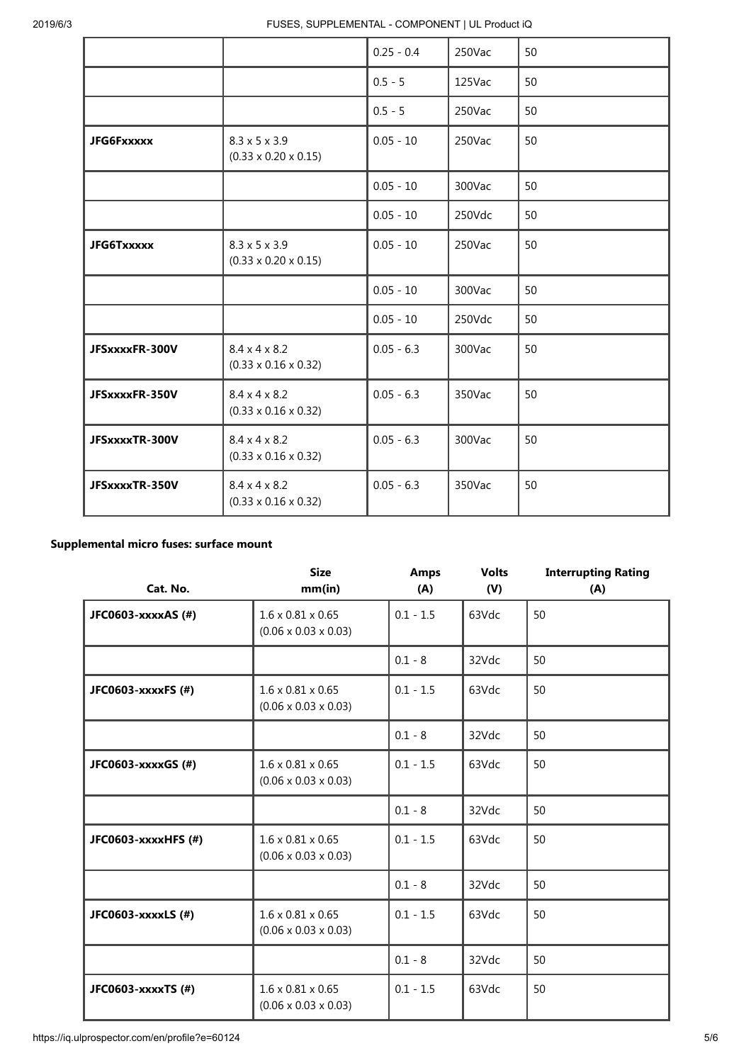| | | | | |
|---|---|---|---|---|
| | | 0.25 - 0.4 | 250Vac | 50 |
| | | 0.5 - 5 | 125Vac | 50 |
| | | 0.5 - 5 | 250Vac | 50 |
| **JFG6Fxxxxx** | 8.3 x 5 x 3.9 (0.33 x 0.20 x 0.15) | 0.05 - 10 | 250Vac | 50 |
| | | 0.05 - 10 | 300Vac | 50 |
| | | 0.05 - 10 | 250Vdc | 50 |
| **JFG6Txxxxx** | 8.3 x 5 x 3.9 (0.33 x 0.20 x 0.15) | 0.05 - 10 | 250Vac | 50 |
| | | 0.05 - 10 | 300Vac | 50 |
| | | 0.05 - 10 | 250Vdc | 50 |
| **JFSxxxxFR-300V** | 8.4 x 4 x 8.2 (0.33 x 0.16 x 0.32) | 0.05 - 6.3 | 300Vac | 50 |
| **JFSxxxxFR-350V** | 8.4 x 4 x 8.2 (0.33 x 0.16 x 0.32) | 0.05 - 6.3 | 350Vac | 50 |
| **JFSxxxxTR-300V** | 8.4 x 4 x 8.2 (0.33 x 0.16 x 0.32) | 0.05 - 6.3 | 300Vac | 50 |
| **JFSxxxxTR-350V** | 8.4 x 4 x 8.2 (0.33 x 0.16 x 0.32) | 0.05 - 6.3 | 350Vac | 50 |

**Supplemental micro fuses: surface mount**

| Cat. No. | Size mm(in) | Amps (A) | Volts (V) | Interrupting Rating (A) |
|---|---|---|---|---|
| **JFC0603-xxxxAS (#)** | 1.6 x 0.81 x 0.65 (0.06 x 0.03 x 0.03) | 0.1 - 1.5 | 63Vdc | 50 |
| | | 0.1 - 8 | 32Vdc | 50 |
| **JFC0603-xxxxFS (#)** | 1.6 x 0.81 x 0.65 (0.06 x 0.03 x 0.03) | 0.1 - 1.5 | 63Vdc | 50 |
| | | 0.1 - 8 | 32Vdc | 50 |
| **JFC0603-xxxxGS (#)** | 1.6 x 0.81 x 0.65 (0.06 x 0.03 x 0.03) | 0.1 - 1.5 | 63Vdc | 50 |
| | | 0.1 - 8 | 32Vdc | 50 |
| **JFC0603-xxxxHFS (#)** | 1.6 x 0.81 x 0.65 (0.06 x 0.03 x 0.03) | 0.1 - 1.5 | 63Vdc | 50 |
| | | 0.1 - 8 | 32Vdc | 50 |
| **JFC0603-xxxxLS (#)** | 1.6 x 0.81 x 0.65 (0.06 x 0.03 x 0.03) | 0.1 - 1.5 | 63Vdc | 50 |
| | | 0.1 - 8 | 32Vdc | 50 |
| **JFC0603-xxxxTS (#)** | 1.6 x 0.81 x 0.65 (0.06 x 0.03 x 0.03) | 0.1 - 1.5 | 63Vdc | 50 |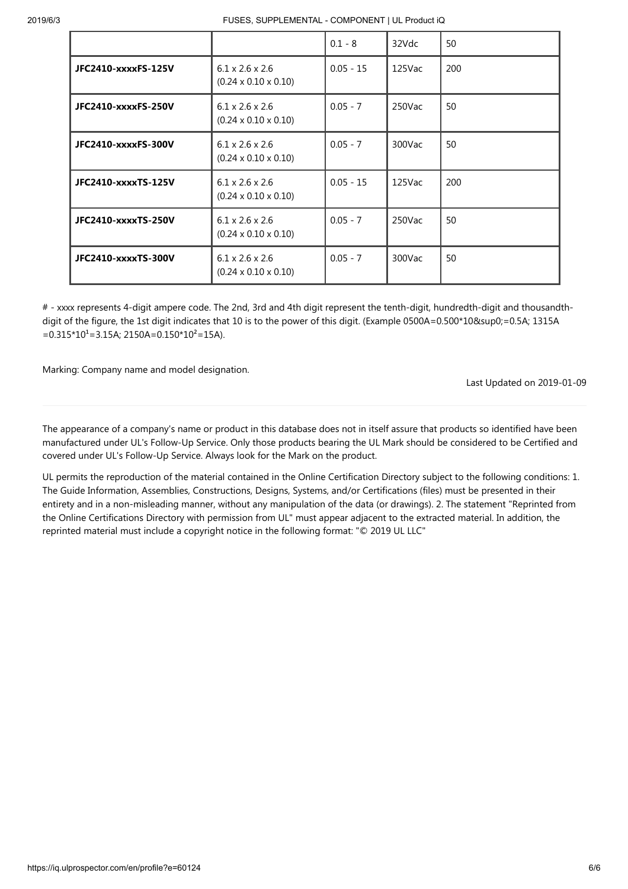| | | | | |
|---|---|---|---|---|
| | | 0.1 - 8 | 32Vdc | 50 |
| **JFC2410-xxxxFS-125V** | 6.1 x 2.6 x 2.6 (0.24 x 0.10 x 0.10) | 0.05 - 15 | 125Vac | 200 |
| **JFC2410-xxxxFS-250V** | 6.1 x 2.6 x 2.6 (0.24 x 0.10 x 0.10) | 0.05 - 7 | 250Vac | 50 |
| **JFC2410-xxxxFS-300V** | 6.1 x 2.6 x 2.6 (0.24 x 0.10 x 0.10) | 0.05 - 7 | 300Vac | 50 |
| **JFC2410-xxxxTS-125V** | 6.1 x 2.6 x 2.6 (0.24 x 0.10 x 0.10) | 0.05 - 15 | 125Vac | 200 |
| **JFC2410-xxxxTS-250V** | 6.1 x 2.6 x 2.6 (0.24 x 0.10 x 0.10) | 0.05 - 7 | 250Vac | 50 |
| **JFC2410-xxxxTS-300V** | 6.1 x 2.6 x 2.6 (0.24 x 0.10 x 0.10) | 0.05 - 7 | 300Vac | 50 |

# - xxxx represents 4-digit ampere code. The 2nd, 3rd and 4th digit represent the tenth-digit, hundredth-digit and thousandth-digit of the figure, the 1st digit indicates that 10 is to the power of this digit. (Example 0500A=0.500*10&sup0;=0.5A; 1315A =0.315*$10^1$=3.15A; 2150A=0.150*$10^2$=15A).

Marking: Company name and model designation.

Last Updated on 2019-01-09

---

The appearance of a company's name or product in this database does not in itself assure that products so identified have been manufactured under UL's Follow-Up Service. Only those products bearing the UL Mark should be considered to be Certified and covered under UL's Follow-Up Service. Always look for the Mark on the product.

UL permits the reproduction of the material contained in the Online Certification Directory subject to the following conditions: 1. The Guide Information, Assemblies, Constructions, Designs, Systems, and/or Certifications (files) must be presented in their entirety and in a non-misleading manner, without any manipulation of the data (or drawings). 2. The statement "Reprinted from the Online Certifications Directory with permission from UL" must appear adjacent to the extracted material. In addition, the reprinted material must include a copyright notice in the following format: "© 2019 UL LLC"